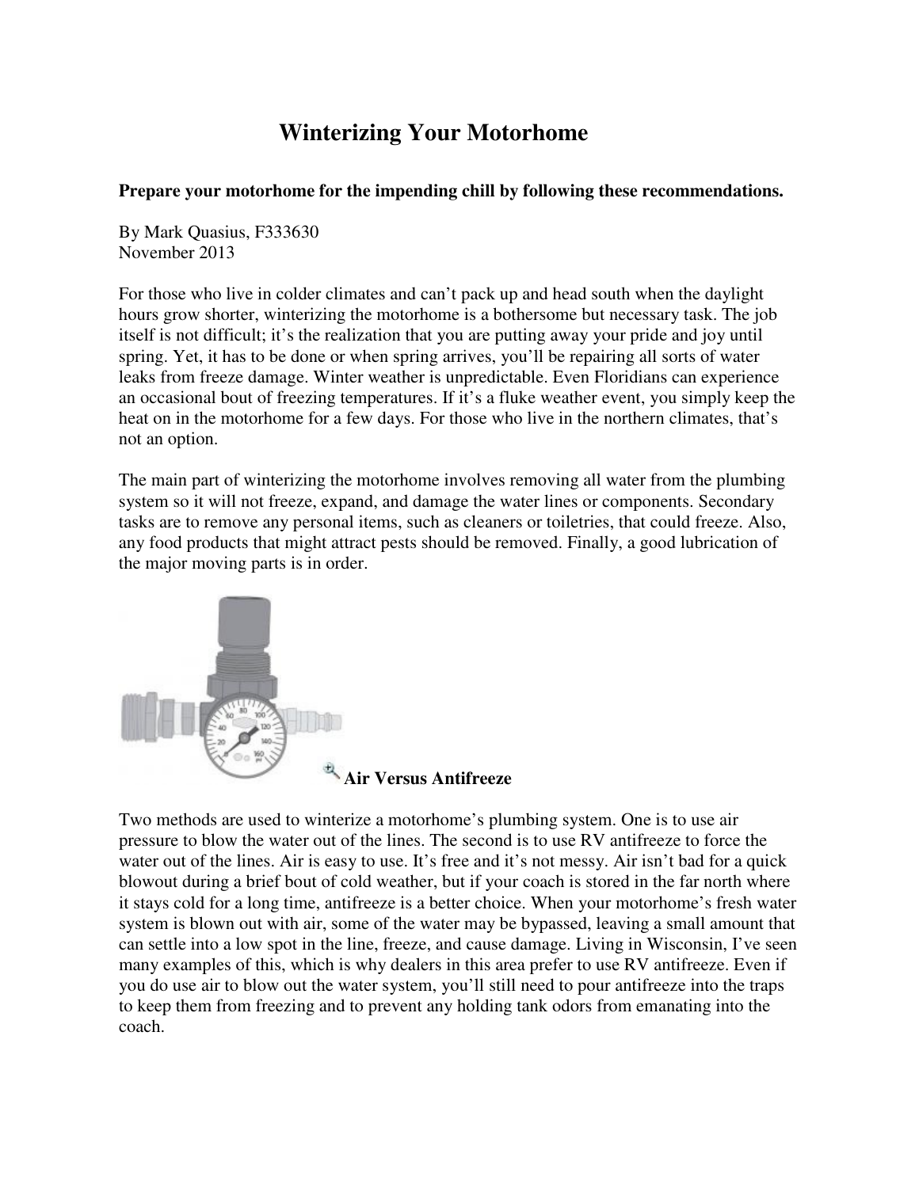# Winterizing Your Motorhome

**Prepare your motorhome for the impending chill by following these recommendations.**

By Mark Quasius, F333630
November 2013

For those who live in colder climates and can't pack up and head south when the daylight hours grow shorter, winterizing the motorhome is a bothersome but necessary task. The job itself is not difficult; it's the realization that you are putting away your pride and joy until spring. Yet, it has to be done or when spring arrives, you'll be repairing all sorts of water leaks from freeze damage. Winter weather is unpredictable. Even Floridians can experience an occasional bout of freezing temperatures. If it's a fluke weather event, you simply keep the heat on in the motorhome for a few days. For those who live in the northern climates, that's not an option.

The main part of winterizing the motorhome involves removing all water from the plumbing system so it will not freeze, expand, and damage the water lines or components. Secondary tasks are to remove any personal items, such as cleaners or toiletries, that could freeze. Also, any food products that might attract pests should be removed. Finally, a good lubrication of the major moving parts is in order.

## Air Versus Antifreeze

Two methods are used to winterize a motorhome's plumbing system. One is to use air pressure to blow the water out of the lines. The second is to use RV antifreeze to force the water out of the lines. Air is easy to use. It's free and it's not messy. Air isn't bad for a quick blowout during a brief bout of cold weather, but if your coach is stored in the far north where it stays cold for a long time, antifreeze is a better choice. When your motorhome's fresh water system is blown out with air, some of the water may be bypassed, leaving a small amount that can settle into a low spot in the line, freeze, and cause damage. Living in Wisconsin, I've seen many examples of this, which is why dealers in this area prefer to use RV antifreeze. Even if you do use air to blow out the water system, you'll still need to pour antifreeze into the traps to keep them from freezing and to prevent any holding tank odors from emanating into the coach.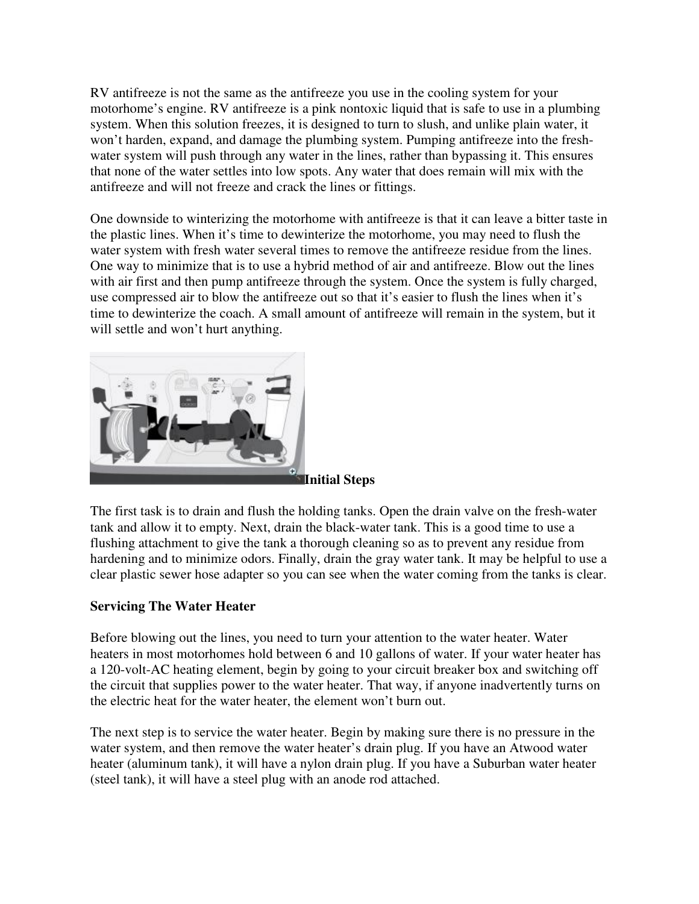RV antifreeze is not the same as the antifreeze you use in the cooling system for your motorhome's engine. RV antifreeze is a pink nontoxic liquid that is safe to use in a plumbing system. When this solution freezes, it is designed to turn to slush, and unlike plain water, it won't harden, expand, and damage the plumbing system. Pumping antifreeze into the fresh-water system will push through any water in the lines, rather than bypassing it. This ensures that none of the water settles into low spots. Any water that does remain will mix with the antifreeze and will not freeze and crack the lines or fittings.

One downside to winterizing the motorhome with antifreeze is that it can leave a bitter taste in the plastic lines. When it's time to dewinterize the motorhome, you may need to flush the water system with fresh water several times to remove the antifreeze residue from the lines. One way to minimize that is to use a hybrid method of air and antifreeze. Blow out the lines with air first and then pump antifreeze through the system. Once the system is fully charged, use compressed air to blow the antifreeze out so that it's easier to flush the lines when it's time to dewinterize the coach. A small amount of antifreeze will remain in the system, but it will settle and won't hurt anything.

**Initial Steps**

The first task is to drain and flush the holding tanks. Open the drain valve on the fresh-water tank and allow it to empty. Next, drain the black-water tank. This is a good time to use a flushing attachment to give the tank a thorough cleaning so as to prevent any residue from hardening and to minimize odors. Finally, drain the gray water tank. It may be helpful to use a clear plastic sewer hose adapter so you can see when the water coming from the tanks is clear.

**Servicing The Water Heater**

Before blowing out the lines, you need to turn your attention to the water heater. Water heaters in most motorhomes hold between 6 and 10 gallons of water. If your water heater has a 120-volt-AC heating element, begin by going to your circuit breaker box and switching off the circuit that supplies power to the water heater. That way, if anyone inadvertently turns on the electric heat for the water heater, the element won't burn out.

The next step is to service the water heater. Begin by making sure there is no pressure in the water system, and then remove the water heater's drain plug. If you have an Atwood water heater (aluminum tank), it will have a nylon drain plug. If you have a Suburban water heater (steel tank), it will have a steel plug with an anode rod attached.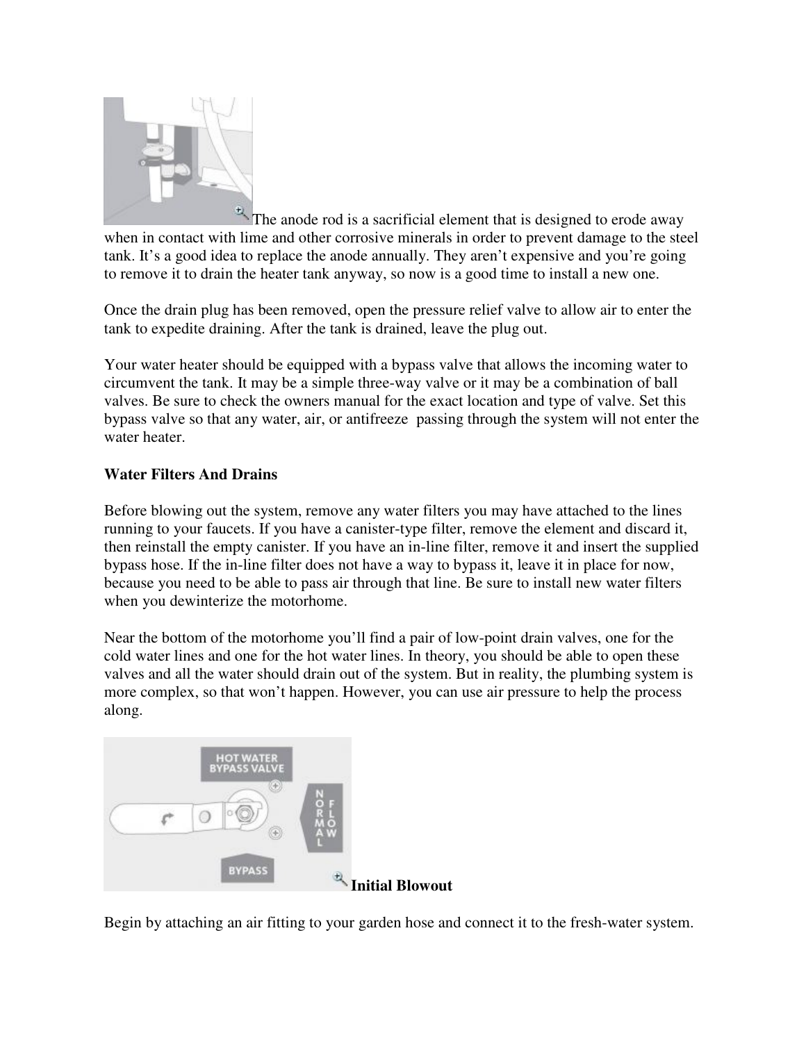The anode rod is a sacrificial element that is designed to erode away when in contact with lime and other corrosive minerals in order to prevent damage to the steel tank. It's a good idea to replace the anode annually. They aren't expensive and you're going to remove it to drain the heater tank anyway, so now is a good time to install a new one.

Once the drain plug has been removed, open the pressure relief valve to allow air to enter the tank to expedite draining. After the tank is drained, leave the plug out.

Your water heater should be equipped with a bypass valve that allows the incoming water to circumvent the tank. It may be a simple three-way valve or it may be a combination of ball valves. Be sure to check the owners manual for the exact location and type of valve. Set this bypass valve so that any water, air, or antifreeze passing through the system will not enter the water heater.

**Water Filters And Drains**

Before blowing out the system, remove any water filters you may have attached to the lines running to your faucets. If you have a canister-type filter, remove the element and discard it, then reinstall the empty canister. If you have an in-line filter, remove it and insert the supplied bypass hose. If the in-line filter does not have a way to bypass it, leave it in place for now, because you need to be able to pass air through that line. Be sure to install new water filters when you dewinterize the motorhome.

Near the bottom of the motorhome you'll find a pair of low-point drain valves, one for the cold water lines and one for the hot water lines. In theory, you should be able to open these valves and all the water should drain out of the system. But in reality, the plumbing system is more complex, so that won't happen. However, you can use air pressure to help the process along.

**Initial Blowout**

Begin by attaching an air fitting to your garden hose and connect it to the fresh-water system.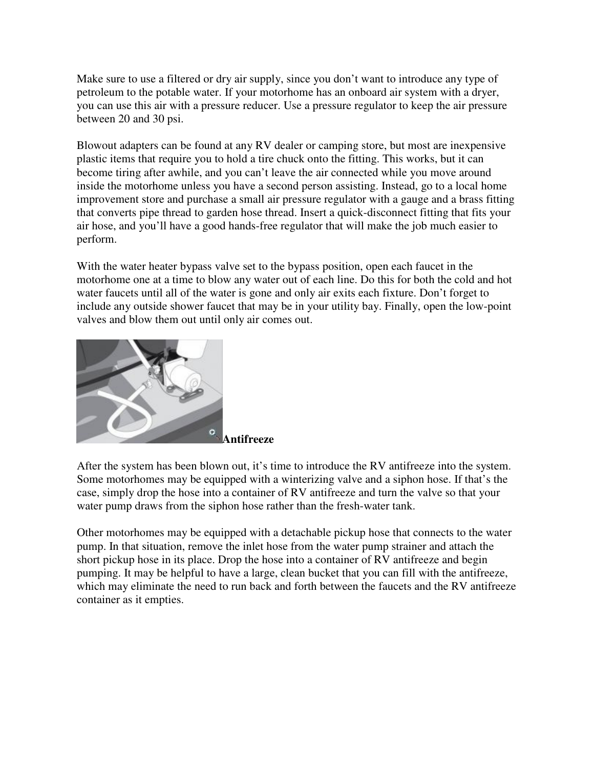Make sure to use a filtered or dry air supply, since you don't want to introduce any type of petroleum to the potable water. If your motorhome has an onboard air system with a dryer, you can use this air with a pressure reducer. Use a pressure regulator to keep the air pressure between 20 and 30 psi.

Blowout adapters can be found at any RV dealer or camping store, but most are inexpensive plastic items that require you to hold a tire chuck onto the fitting. This works, but it can become tiring after awhile, and you can't leave the air connected while you move around inside the motorhome unless you have a second person assisting. Instead, go to a local home improvement store and purchase a small air pressure regulator with a gauge and a brass fitting that converts pipe thread to garden hose thread. Insert a quick-disconnect fitting that fits your air hose, and you'll have a good hands-free regulator that will make the job much easier to perform.

With the water heater bypass valve set to the bypass position, open each faucet in the motorhome one at a time to blow any water out of each line. Do this for both the cold and hot water faucets until all of the water is gone and only air exits each fixture. Don't forget to include any outside shower faucet that may be in your utility bay. Finally, open the low-point valves and blow them out until only air comes out.

**Antifreeze**

After the system has been blown out, it's time to introduce the RV antifreeze into the system. Some motorhomes may be equipped with a winterizing valve and a siphon hose. If that's the case, simply drop the hose into a container of RV antifreeze and turn the valve so that your water pump draws from the siphon hose rather than the fresh-water tank.

Other motorhomes may be equipped with a detachable pickup hose that connects to the water pump. In that situation, remove the inlet hose from the water pump strainer and attach the short pickup hose in its place. Drop the hose into a container of RV antifreeze and begin pumping. It may be helpful to have a large, clean bucket that you can fill with the antifreeze, which may eliminate the need to run back and forth between the faucets and the RV antifreeze container as it empties.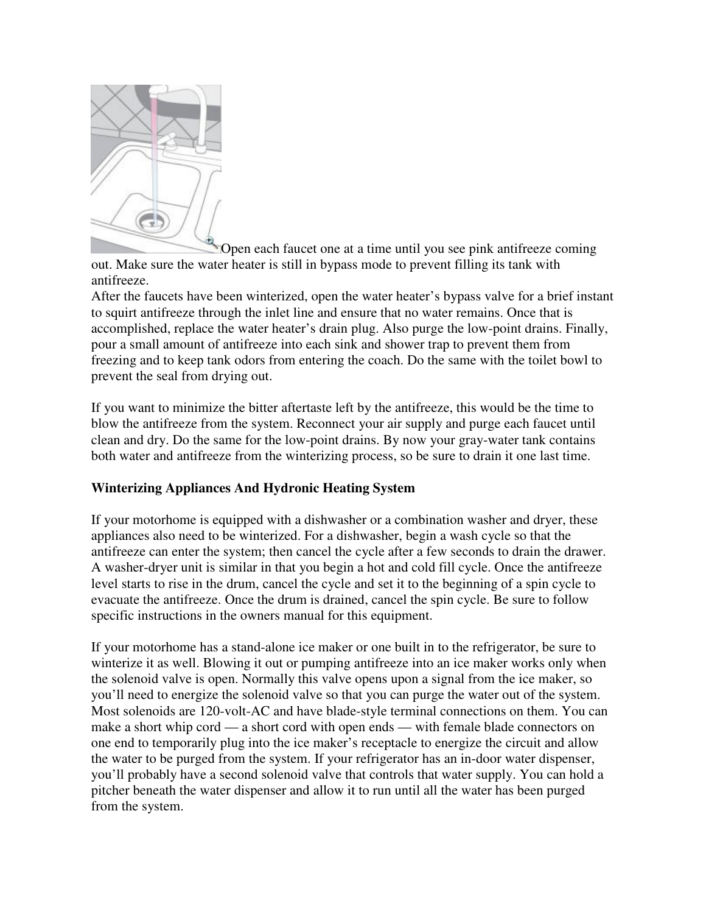Open each faucet one at a time until you see pink antifreeze coming out. Make sure the water heater is still in bypass mode to prevent filling its tank with antifreeze.

After the faucets have been winterized, open the water heater's bypass valve for a brief instant to squirt antifreeze through the inlet line and ensure that no water remains. Once that is accomplished, replace the water heater's drain plug. Also purge the low-point drains. Finally, pour a small amount of antifreeze into each sink and shower trap to prevent them from freezing and to keep tank odors from entering the coach. Do the same with the toilet bowl to prevent the seal from drying out.

If you want to minimize the bitter aftertaste left by the antifreeze, this would be the time to blow the antifreeze from the system. Reconnect your air supply and purge each faucet until clean and dry. Do the same for the low-point drains. By now your gray-water tank contains both water and antifreeze from the winterizing process, so be sure to drain it one last time.

**Winterizing Appliances And Hydronic Heating System**

If your motorhome is equipped with a dishwasher or a combination washer and dryer, these appliances also need to be winterized. For a dishwasher, begin a wash cycle so that the antifreeze can enter the system; then cancel the cycle after a few seconds to drain the drawer. A washer-dryer unit is similar in that you begin a hot and cold fill cycle. Once the antifreeze level starts to rise in the drum, cancel the cycle and set it to the beginning of a spin cycle to evacuate the antifreeze. Once the drum is drained, cancel the spin cycle. Be sure to follow specific instructions in the owners manual for this equipment.

If your motorhome has a stand-alone ice maker or one built in to the refrigerator, be sure to winterize it as well. Blowing it out or pumping antifreeze into an ice maker works only when the solenoid valve is open. Normally this valve opens upon a signal from the ice maker, so you'll need to energize the solenoid valve so that you can purge the water out of the system. Most solenoids are 120-volt-AC and have blade-style terminal connections on them. You can make a short whip cord — a short cord with open ends — with female blade connectors on one end to temporarily plug into the ice maker's receptacle to energize the circuit and allow the water to be purged from the system. If your refrigerator has an in-door water dispenser, you'll probably have a second solenoid valve that controls that water supply. You can hold a pitcher beneath the water dispenser and allow it to run until all the water has been purged from the system.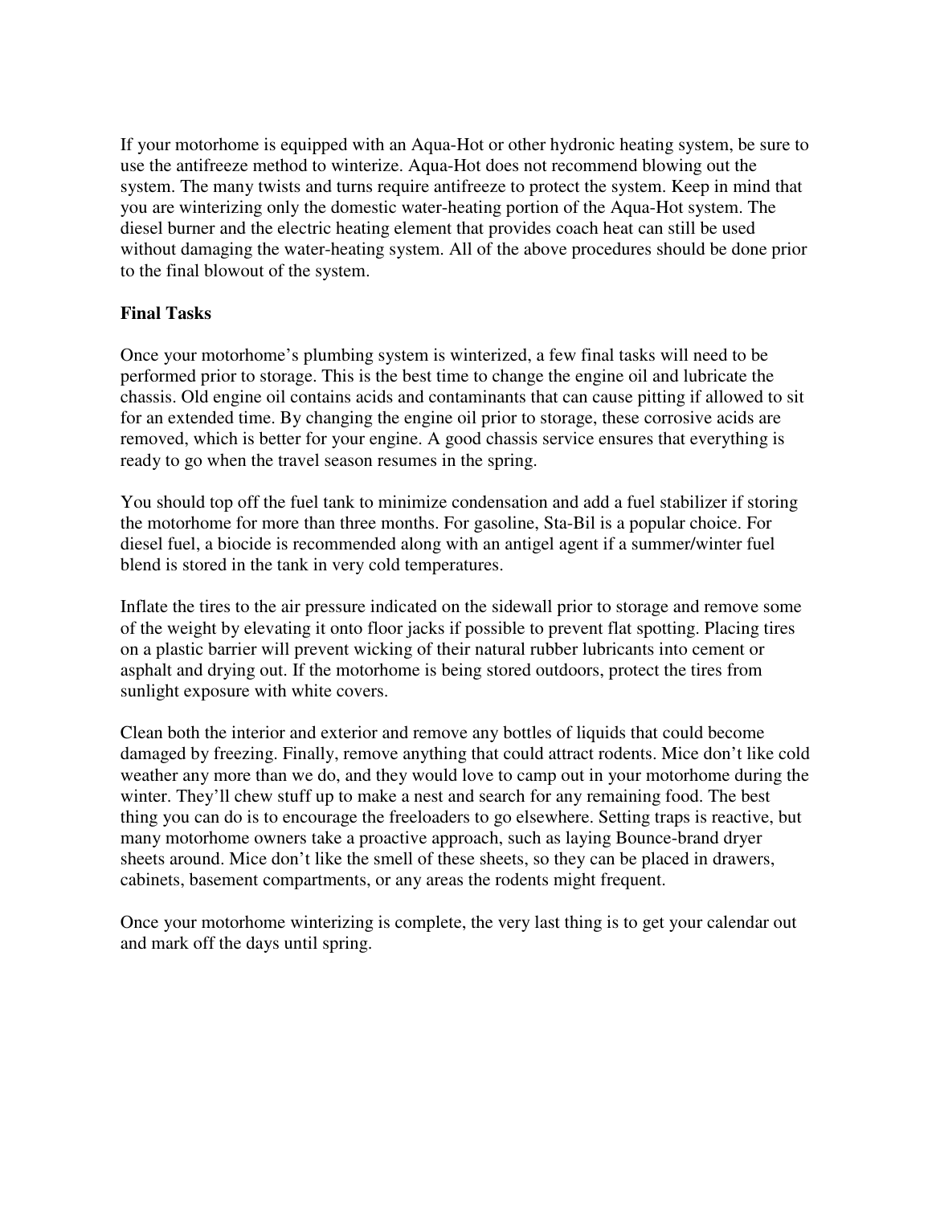If your motorhome is equipped with an Aqua-Hot or other hydronic heating system, be sure to use the antifreeze method to winterize. Aqua-Hot does not recommend blowing out the system. The many twists and turns require antifreeze to protect the system. Keep in mind that you are winterizing only the domestic water-heating portion of the Aqua-Hot system. The diesel burner and the electric heating element that provides coach heat can still be used without damaging the water-heating system. All of the above procedures should be done prior to the final blowout of the system.

**Final Tasks**

Once your motorhome's plumbing system is winterized, a few final tasks will need to be performed prior to storage. This is the best time to change the engine oil and lubricate the chassis. Old engine oil contains acids and contaminants that can cause pitting if allowed to sit for an extended time. By changing the engine oil prior to storage, these corrosive acids are removed, which is better for your engine. A good chassis service ensures that everything is ready to go when the travel season resumes in the spring.

You should top off the fuel tank to minimize condensation and add a fuel stabilizer if storing the motorhome for more than three months. For gasoline, Sta-Bil is a popular choice. For diesel fuel, a biocide is recommended along with an antigel agent if a summer/winter fuel blend is stored in the tank in very cold temperatures.

Inflate the tires to the air pressure indicated on the sidewall prior to storage and remove some of the weight by elevating it onto floor jacks if possible to prevent flat spotting. Placing tires on a plastic barrier will prevent wicking of their natural rubber lubricants into cement or asphalt and drying out. If the motorhome is being stored outdoors, protect the tires from sunlight exposure with white covers.

Clean both the interior and exterior and remove any bottles of liquids that could become damaged by freezing. Finally, remove anything that could attract rodents. Mice don't like cold weather any more than we do, and they would love to camp out in your motorhome during the winter. They'll chew stuff up to make a nest and search for any remaining food. The best thing you can do is to encourage the freeloaders to go elsewhere. Setting traps is reactive, but many motorhome owners take a proactive approach, such as laying Bounce-brand dryer sheets around. Mice don't like the smell of these sheets, so they can be placed in drawers, cabinets, basement compartments, or any areas the rodents might frequent.

Once your motorhome winterizing is complete, the very last thing is to get your calendar out and mark off the days until spring.